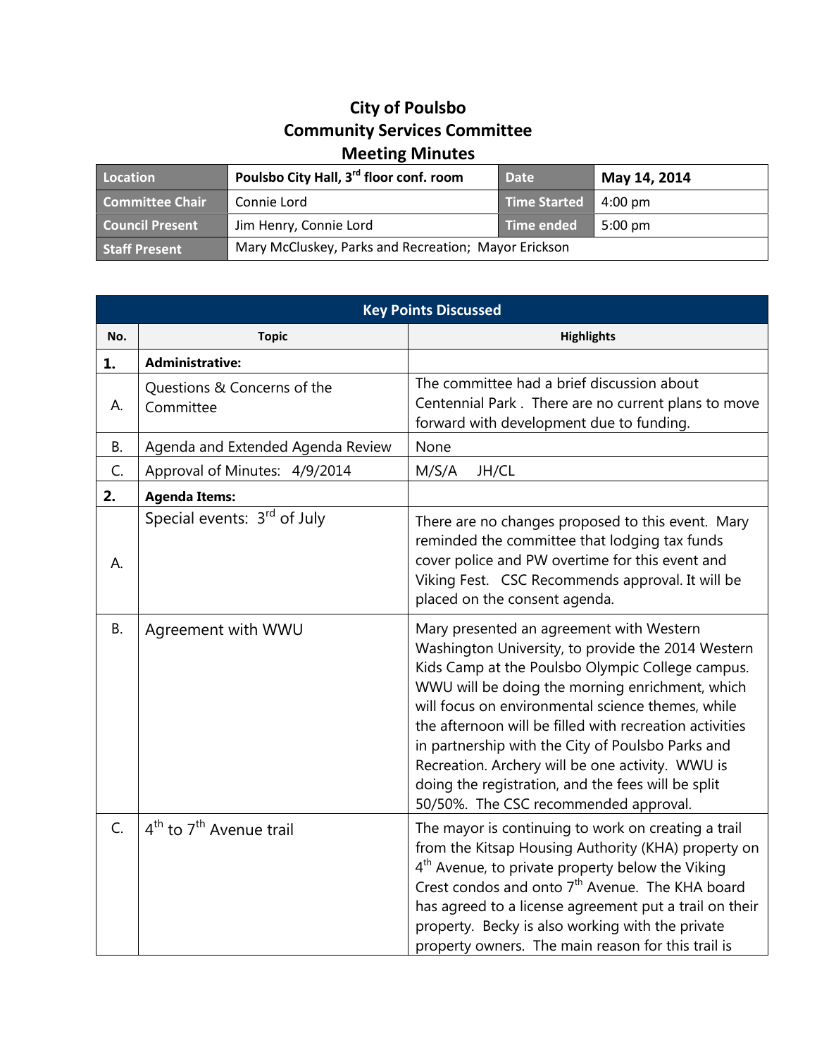# City of Poulsbo
## Community Services Committee
## Meeting Minutes

| Location | Poulsbo City Hall, 3rd floor conf. room | Date | May 14, 2014 |
|---|---|---|---|
| Committee Chair | Connie Lord | Time Started | 4:00 pm |
| Council Present | Jim Henry, Connie Lord | Time ended | 5:00 pm |
| Staff Present | Mary McCluskey, Parks and Recreation; Mayor Erickson | | |

| Key Points Discussed | | |
|---|---|---|
| **No.** | **Topic** | **Highlights** |
| **1.** | **Administrative:** | |
| A. | Questions & Concerns of the Committee | The committee had a brief discussion about Centennial Park . There are no current plans to move forward with development due to funding. |
| B. | Agenda and Extended Agenda Review | None |
| C. | Approval of Minutes: 4/9/2014 | M/S/A JH/CL |
| **2.** | **Agenda Items:** | |
| A. | Special events: 3rd of July | There are no changes proposed to this event. Mary reminded the committee that lodging tax funds cover police and PW overtime for this event and Viking Fest. CSC Recommends approval. It will be placed on the consent agenda. |
| B. | Agreement with WWU | Mary presented an agreement with Western Washington University, to provide the 2014 Western Kids Camp at the Poulsbo Olympic College campus. WWU will be doing the morning enrichment, which will focus on environmental science themes, while the afternoon will be filled with recreation activities in partnership with the City of Poulsbo Parks and Recreation. Archery will be one activity. WWU is doing the registration, and the fees will be split 50/50%. The CSC recommended approval. |
| C. | 4th to 7th Avenue trail | The mayor is continuing to work on creating a trail from the Kitsap Housing Authority (KHA) property on 4th Avenue, to private property below the Viking Crest condos and onto 7th Avenue. The KHA board has agreed to a license agreement put a trail on their property. Becky is also working with the private property owners. The main reason for this trail is |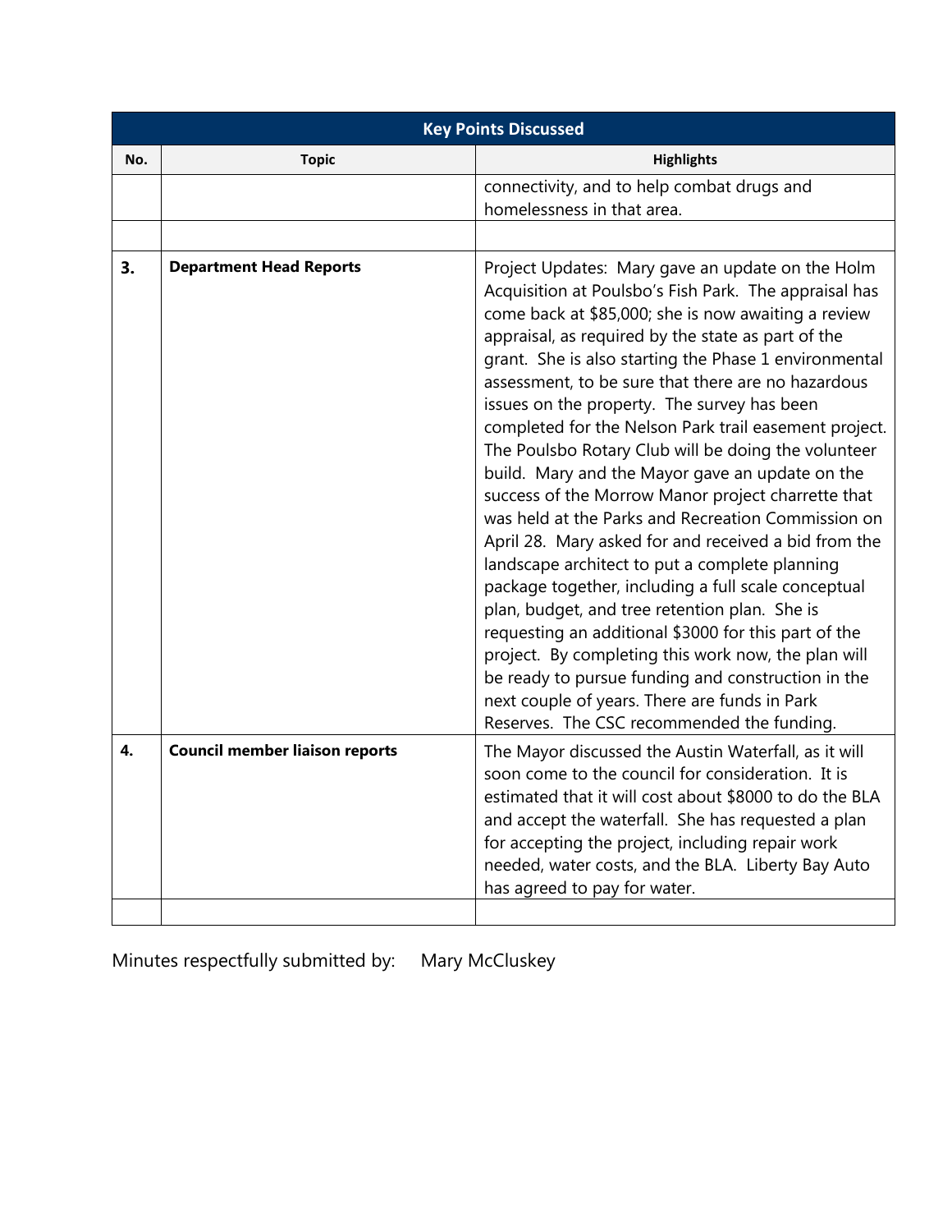| Key Points Discussed | | |
|---|---|---|
| **No.** | **Topic** | **Highlights** |
| | | connectivity, and to help combat drugs and homelessness in that area. |
| | | |
| **3.** | **Department Head Reports** | Project Updates: Mary gave an update on the Holm Acquisition at Poulsbo's Fish Park. The appraisal has come back at $85,000; she is now awaiting a review appraisal, as required by the state as part of the grant. She is also starting the Phase 1 environmental assessment, to be sure that there are no hazardous issues on the property. The survey has been completed for the Nelson Park trail easement project. The Poulsbo Rotary Club will be doing the volunteer build. Mary and the Mayor gave an update on the success of the Morrow Manor project charrette that was held at the Parks and Recreation Commission on April 28. Mary asked for and received a bid from the landscape architect to put a complete planning package together, including a full scale conceptual plan, budget, and tree retention plan. She is requesting an additional $3000 for this part of the project. By completing this work now, the plan will be ready to pursue funding and construction in the next couple of years. There are funds in Park Reserves. The CSC recommended the funding. |
| **4.** | **Council member liaison reports** | The Mayor discussed the Austin Waterfall, as it will soon come to the council for consideration. It is estimated that it will cost about $8000 to do the BLA and accept the waterfall. She has requested a plan for accepting the project, including repair work needed, water costs, and the BLA. Liberty Bay Auto has agreed to pay for water. |
| | | |

Minutes respectfully submitted by: Mary McCluskey